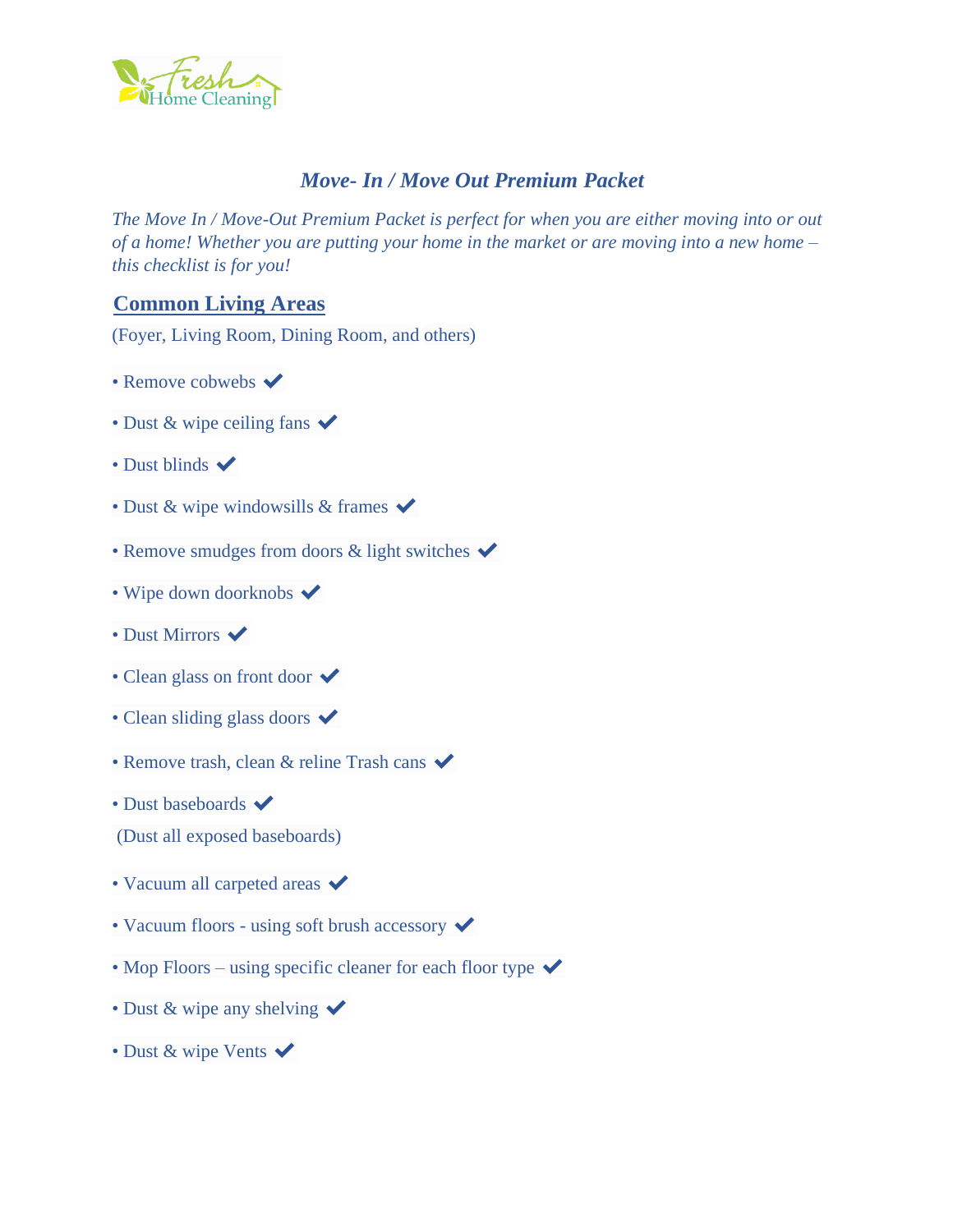Fresh Home Cleaning

## *Move- In / Move Out Premium Packet*

*The Move In / Move-Out Premium Packet is perfect for when you are either moving into or out of a home! Whether you are putting your home in the market or are moving into a new home – this checklist is for you!*

### Common Living Areas

(Foyer, Living Room, Dining Room, and others)

- Remove cobwebs ✔
- Dust & wipe ceiling fans ✔
- Dust blinds ✔
- Dust & wipe windowsills & frames ✔
- Remove smudges from doors & light switches ✔
- Wipe down doorknobs ✔
- Dust Mirrors ✔
- Clean glass on front door ✔
- Clean sliding glass doors ✔
- Remove trash, clean & reline Trash cans ✔
- Dust baseboards ✔
  (Dust all exposed baseboards)
- Vacuum all carpeted areas ✔
- Vacuum floors - using soft brush accessory ✔
- Mop Floors – using specific cleaner for each floor type ✔
- Dust & wipe any shelving ✔
- Dust & wipe Vents ✔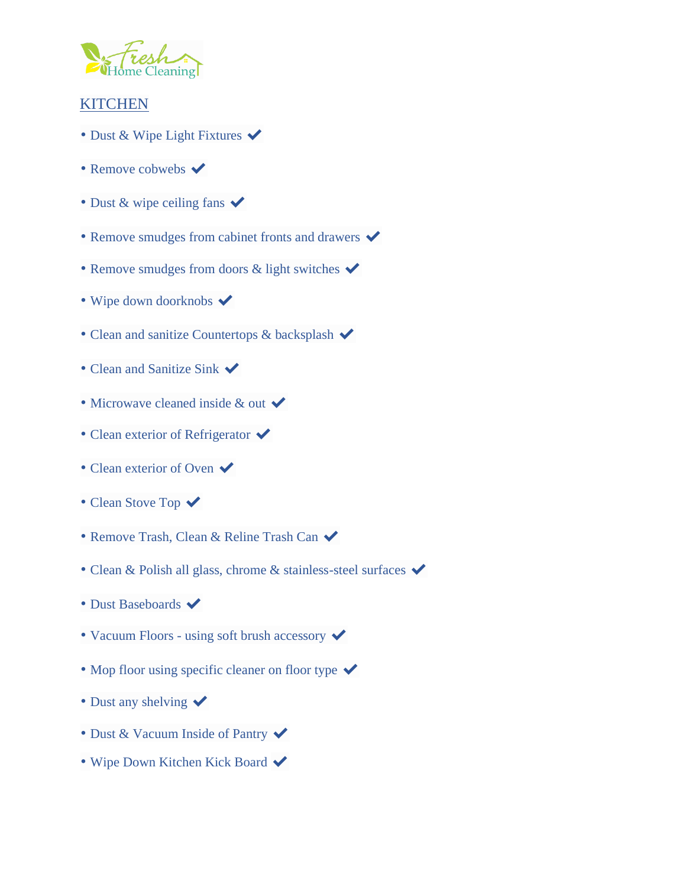Fresh Home Cleaning

## KITCHEN

- Dust & Wipe Light Fixtures ✔
- Remove cobwebs ✔
- Dust & wipe ceiling fans ✔
- Remove smudges from cabinet fronts and drawers ✔
- Remove smudges from doors & light switches ✔
- Wipe down doorknobs ✔
- Clean and sanitize Countertops & backsplash ✔
- Clean and Sanitize Sink ✔
- Microwave cleaned inside & out ✔
- Clean exterior of Refrigerator ✔
- Clean exterior of Oven ✔
- Clean Stove Top ✔
- Remove Trash, Clean & Reline Trash Can ✔
- Clean & Polish all glass, chrome & stainless-steel surfaces ✔
- Dust Baseboards ✔
- Vacuum Floors - using soft brush accessory ✔
- Mop floor using specific cleaner on floor type ✔
- Dust any shelving ✔
- Dust & Vacuum Inside of Pantry ✔
- Wipe Down Kitchen Kick Board ✔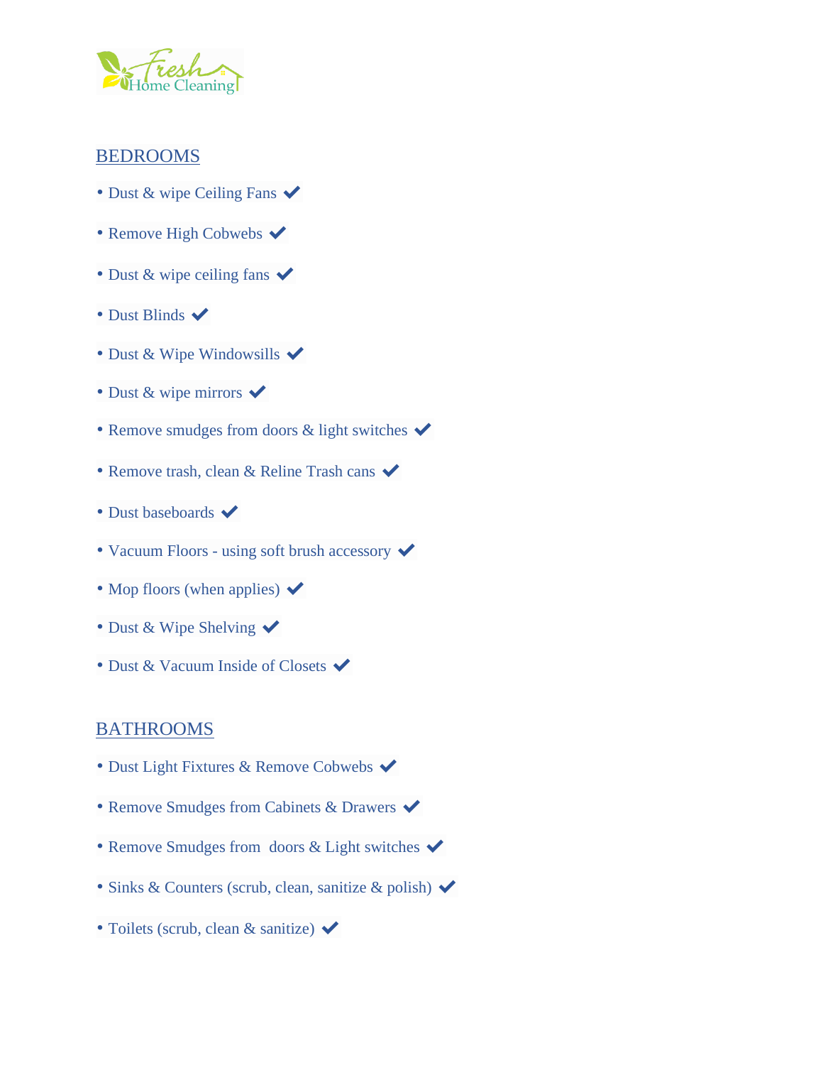## BEDROOMS

- Dust & wipe Ceiling Fans ✔
- Remove High Cobwebs ✔
- Dust & wipe ceiling fans ✔
- Dust Blinds ✔
- Dust & Wipe Windowsills ✔
- Dust & wipe mirrors ✔
- Remove smudges from doors & light switches ✔
- Remove trash, clean & Reline Trash cans ✔
- Dust baseboards ✔
- Vacuum Floors - using soft brush accessory ✔
- Mop floors (when applies) ✔
- Dust & Wipe Shelving ✔
- Dust & Vacuum Inside of Closets ✔

## BATHROOMS

- Dust Light Fixtures & Remove Cobwebs ✔
- Remove Smudges from Cabinets & Drawers ✔
- Remove Smudges from doors & Light switches ✔
- Sinks & Counters (scrub, clean, sanitize & polish) ✔
- Toilets (scrub, clean & sanitize) ✔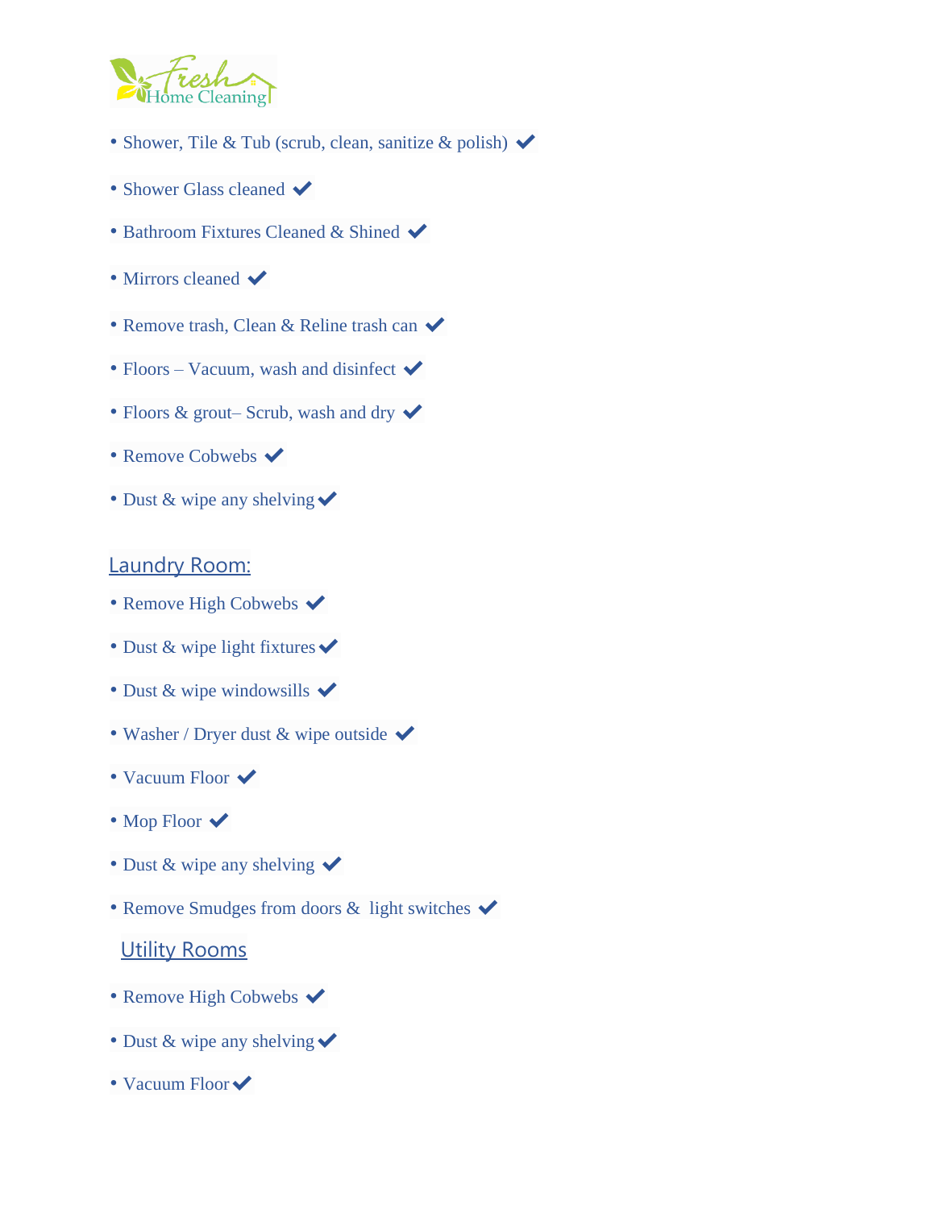- Shower, Tile & Tub (scrub, clean, sanitize & polish) ✔
- Shower Glass cleaned ✔
- Bathroom Fixtures Cleaned & Shined ✔
- Mirrors cleaned ✔
- Remove trash, Clean & Reline trash can ✔
- Floors – Vacuum, wash and disinfect ✔
- Floors & grout– Scrub, wash and dry ✔
- Remove Cobwebs ✔
- Dust & wipe any shelving ✔

## Laundry Room:

- Remove High Cobwebs ✔
- Dust & wipe light fixtures ✔
- Dust & wipe windowsills ✔
- Washer / Dryer dust & wipe outside ✔
- Vacuum Floor ✔
- Mop Floor ✔
- Dust & wipe any shelving ✔
- Remove Smudges from doors & light switches ✔

## Utility Rooms

- Remove High Cobwebs ✔
- Dust & wipe any shelving ✔
- Vacuum Floor ✔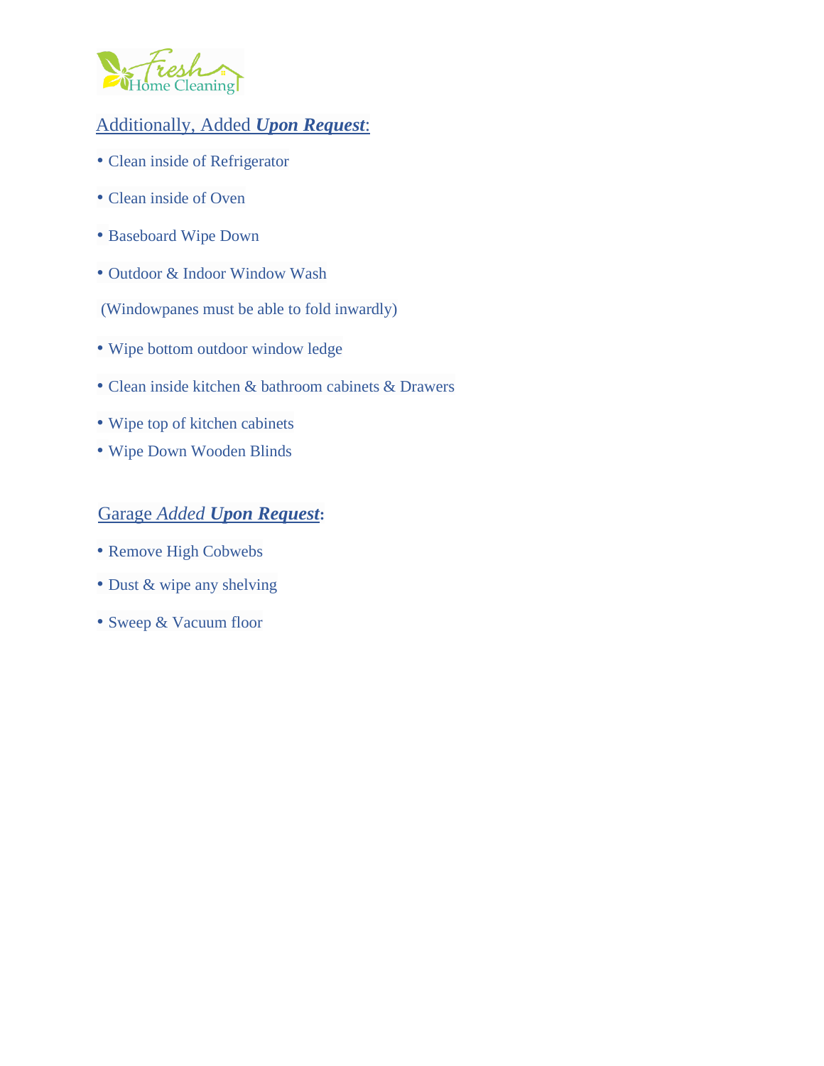Fresh Home Cleaning

## Additionally, Added ***Upon Request***:

- Clean inside of Refrigerator
- Clean inside of Oven
- Baseboard Wipe Down
- Outdoor & Indoor Window Wash

(Windowpanes must be able to fold inwardly)

- Wipe bottom outdoor window ledge
- Clean inside kitchen & bathroom cabinets & Drawers
- Wipe top of kitchen cabinets
- Wipe Down Wooden Blinds

## Garage *Added* ***Upon Request***:

- Remove High Cobwebs
- Dust & wipe any shelving
- Sweep & Vacuum floor